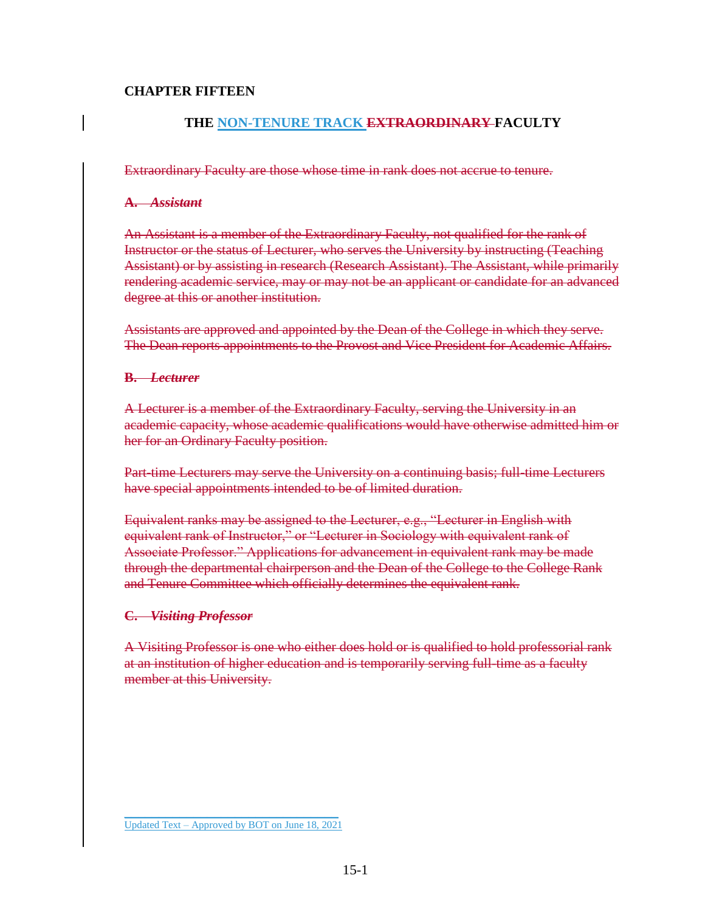# CHAPTER FIFTEEN

## THE NON-TENURE TRACK ~~EXTRAORDINARY~~ FACULTY

~~Extraordinary Faculty are those whose time in rank does not accrue to tenure.~~

~~**A. *Assistant***~~

~~An Assistant is a member of the Extraordinary Faculty, not qualified for the rank of Instructor or the status of Lecturer, who serves the University by instructing (Teaching Assistant) or by assisting in research (Research Assistant). The Assistant, while primarily rendering academic service, may or may not be an applicant or candidate for an advanced degree at this or another institution.~~

~~Assistants are approved and appointed by the Dean of the College in which they serve. The Dean reports appointments to the Provost and Vice President for Academic Affairs.~~

~~**B. *Lecturer***~~

~~A Lecturer is a member of the Extraordinary Faculty, serving the University in an academic capacity, whose academic qualifications would have otherwise admitted him or her for an Ordinary Faculty position.~~

~~Part-time Lecturers may serve the University on a continuing basis; full-time Lecturers have special appointments intended to be of limited duration.~~

~~Equivalent ranks may be assigned to the Lecturer, e.g., "Lecturer in English with equivalent rank of Instructor," or "Lecturer in Sociology with equivalent rank of Associate Professor." Applications for advancement in equivalent rank may be made through the departmental chairperson and the Dean of the College to the College Rank and Tenure Committee which officially determines the equivalent rank.~~

~~**C. *Visiting Professor***~~

~~A Visiting Professor is one who either does hold or is qualified to hold professorial rank at an institution of higher education and is temporarily serving full-time as a faculty member at this University.~~

---

Updated Text – Approved by BOT on June 18, 2021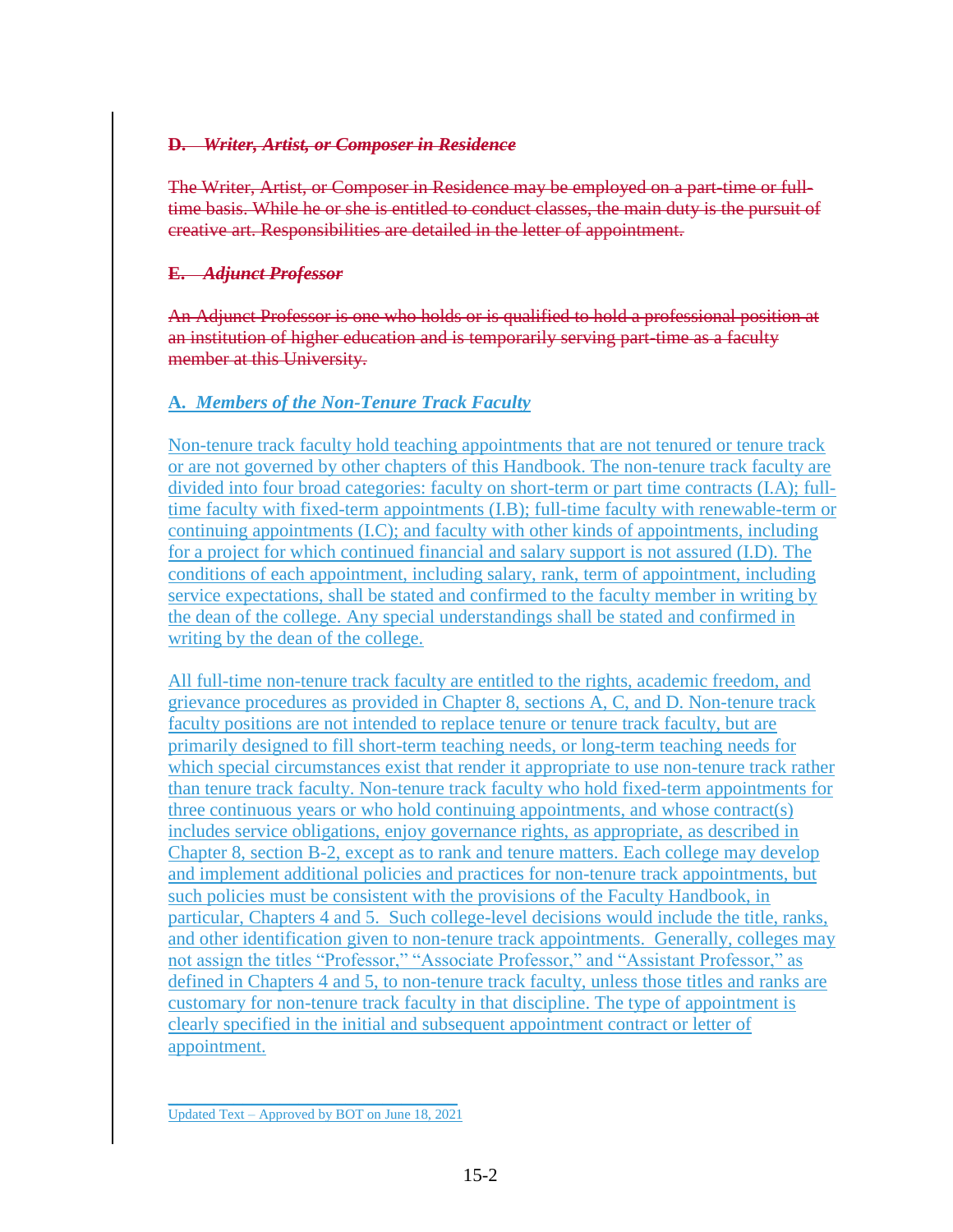~~**D. *Writer, Artist, or Composer in Residence***~~

~~The Writer, Artist, or Composer in Residence may be employed on a part-time or full-time basis. While he or she is entitled to conduct classes, the main duty is the pursuit of creative art. Responsibilities are detailed in the letter of appointment.~~

~~**E. *Adjunct Professor***~~

~~An Adjunct Professor is one who holds or is qualified to hold a professional position at an institution of higher education and is temporarily serving part-time as a faculty member at this University.~~

**A. *Members of the Non-Tenure Track Faculty***

Non-tenure track faculty hold teaching appointments that are not tenured or tenure track or are not governed by other chapters of this Handbook. The non-tenure track faculty are divided into four broad categories: faculty on short-term or part time contracts (I.A); full-time faculty with fixed-term appointments (I.B); full-time faculty with renewable-term or continuing appointments (I.C); and faculty with other kinds of appointments, including for a project for which continued financial and salary support is not assured (I.D). The conditions of each appointment, including salary, rank, term of appointment, including service expectations, shall be stated and confirmed to the faculty member in writing by the dean of the college. Any special understandings shall be stated and confirmed in writing by the dean of the college.

All full-time non-tenure track faculty are entitled to the rights, academic freedom, and grievance procedures as provided in Chapter 8, sections A, C, and D. Non-tenure track faculty positions are not intended to replace tenure or tenure track faculty, but are primarily designed to fill short-term teaching needs, or long-term teaching needs for which special circumstances exist that render it appropriate to use non-tenure track rather than tenure track faculty. Non-tenure track faculty who hold fixed-term appointments for three continuous years or who hold continuing appointments, and whose contract(s) includes service obligations, enjoy governance rights, as appropriate, as described in Chapter 8, section B-2, except as to rank and tenure matters. Each college may develop and implement additional policies and practices for non-tenure track appointments, but such policies must be consistent with the provisions of the Faculty Handbook, in particular, Chapters 4 and 5. Such college-level decisions would include the title, ranks, and other identification given to non-tenure track appointments. Generally, colleges may not assign the titles "Professor," "Associate Professor," and "Assistant Professor," as defined in Chapters 4 and 5, to non-tenure track faculty, unless those titles and ranks are customary for non-tenure track faculty in that discipline. The type of appointment is clearly specified in the initial and subsequent appointment contract or letter of appointment.

---

Updated Text – Approved by BOT on June 18, 2021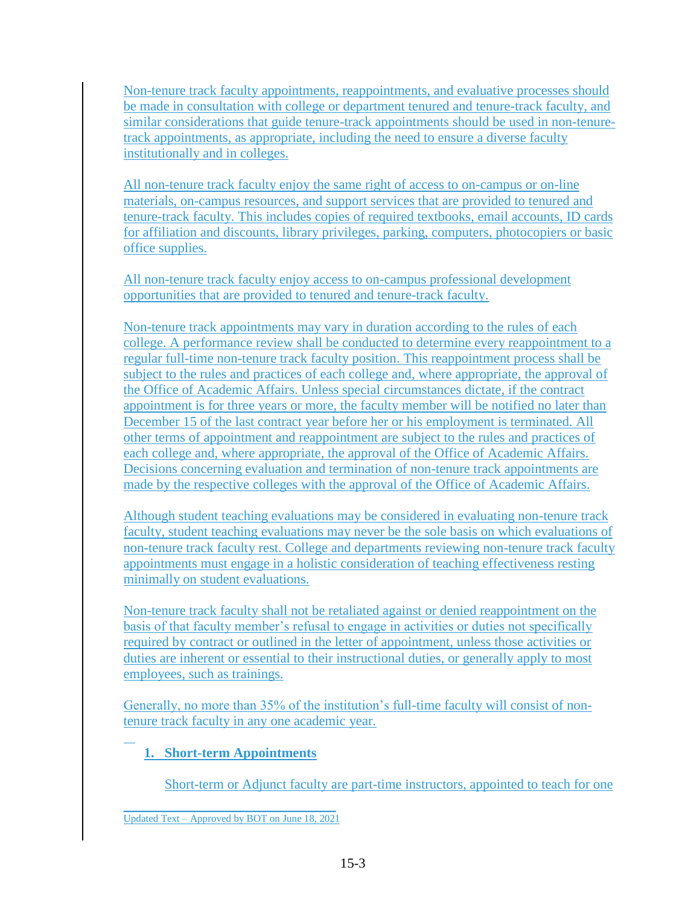Non-tenure track faculty appointments, reappointments, and evaluative processes should be made in consultation with college or department tenured and tenure-track faculty, and similar considerations that guide tenure-track appointments should be used in non-tenure-track appointments, as appropriate, including the need to ensure a diverse faculty institutionally and in colleges.

All non-tenure track faculty enjoy the same right of access to on-campus or on-line materials, on-campus resources, and support services that are provided to tenured and tenure-track faculty. This includes copies of required textbooks, email accounts, ID cards for affiliation and discounts, library privileges, parking, computers, photocopiers or basic office supplies.

All non-tenure track faculty enjoy access to on-campus professional development opportunities that are provided to tenured and tenure-track faculty.

Non-tenure track appointments may vary in duration according to the rules of each college. A performance review shall be conducted to determine every reappointment to a regular full-time non-tenure track faculty position. This reappointment process shall be subject to the rules and practices of each college and, where appropriate, the approval of the Office of Academic Affairs. Unless special circumstances dictate, if the contract appointment is for three years or more, the faculty member will be notified no later than December 15 of the last contract year before her or his employment is terminated. All other terms of appointment and reappointment are subject to the rules and practices of each college and, where appropriate, the approval of the Office of Academic Affairs. Decisions concerning evaluation and termination of non-tenure track appointments are made by the respective colleges with the approval of the Office of Academic Affairs.

Although student teaching evaluations may be considered in evaluating non-tenure track faculty, student teaching evaluations may never be the sole basis on which evaluations of non-tenure track faculty rest. College and departments reviewing non-tenure track faculty appointments must engage in a holistic consideration of teaching effectiveness resting minimally on student evaluations.

Non-tenure track faculty shall not be retaliated against or denied reappointment on the basis of that faculty member's refusal to engage in activities or duties not specifically required by contract or outlined in the letter of appointment, unless those activities or duties are inherent or essential to their instructional duties, or generally apply to most employees, such as trainings.

Generally, no more than 35% of the institution's full-time faculty will consist of non-tenure track faculty in any one academic year.

### 1. Short-term Appointments

Short-term or Adjunct faculty are part-time instructors, appointed to teach for one

Updated Text – Approved by BOT on June 18, 2021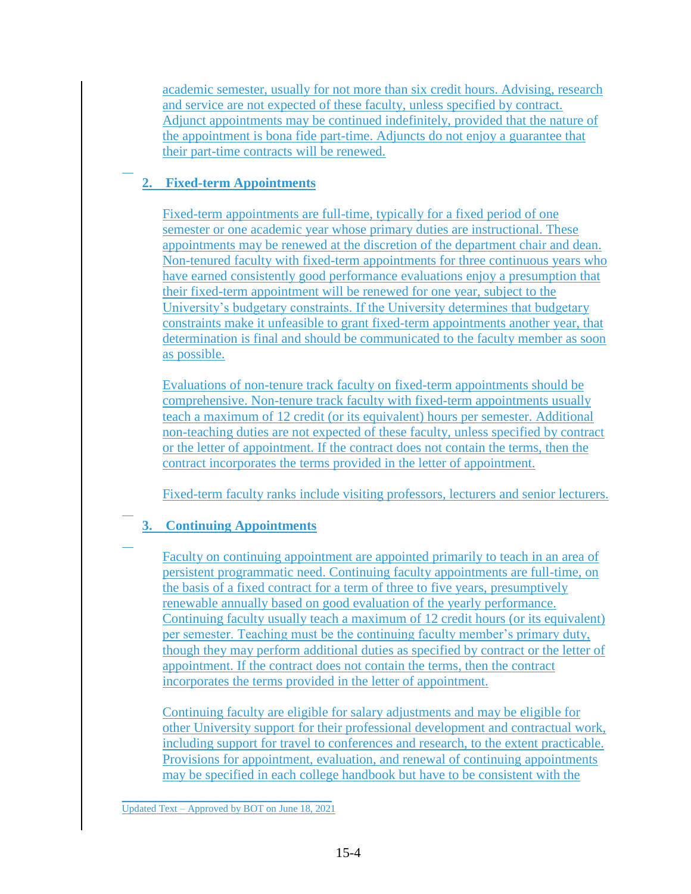academic semester, usually for not more than six credit hours. Advising, research and service are not expected of these faculty, unless specified by contract. Adjunct appointments may be continued indefinitely, provided that the nature of the appointment is bona fide part-time. Adjuncts do not enjoy a guarantee that their part-time contracts will be renewed.

### 2. Fixed-term Appointments

Fixed-term appointments are full-time, typically for a fixed period of one semester or one academic year whose primary duties are instructional. These appointments may be renewed at the discretion of the department chair and dean. Non-tenured faculty with fixed-term appointments for three continuous years who have earned consistently good performance evaluations enjoy a presumption that their fixed-term appointment will be renewed for one year, subject to the University's budgetary constraints. If the University determines that budgetary constraints make it unfeasible to grant fixed-term appointments another year, that determination is final and should be communicated to the faculty member as soon as possible.

Evaluations of non-tenure track faculty on fixed-term appointments should be comprehensive. Non-tenure track faculty with fixed-term appointments usually teach a maximum of 12 credit (or its equivalent) hours per semester. Additional non-teaching duties are not expected of these faculty, unless specified by contract or the letter of appointment. If the contract does not contain the terms, then the contract incorporates the terms provided in the letter of appointment.

Fixed-term faculty ranks include visiting professors, lecturers and senior lecturers.

### 3. Continuing Appointments

Faculty on continuing appointment are appointed primarily to teach in an area of persistent programmatic need. Continuing faculty appointments are full-time, on the basis of a fixed contract for a term of three to five years, presumptively renewable annually based on good evaluation of the yearly performance. Continuing faculty usually teach a maximum of 12 credit hours (or its equivalent) per semester. Teaching must be the continuing faculty member's primary duty, though they may perform additional duties as specified by contract or the letter of appointment. If the contract does not contain the terms, then the contract incorporates the terms provided in the letter of appointment.

Continuing faculty are eligible for salary adjustments and may be eligible for other University support for their professional development and contractual work, including support for travel to conferences and research, to the extent practicable. Provisions for appointment, evaluation, and renewal of continuing appointments may be specified in each college handbook but have to be consistent with the

Updated Text – Approved by BOT on June 18, 2021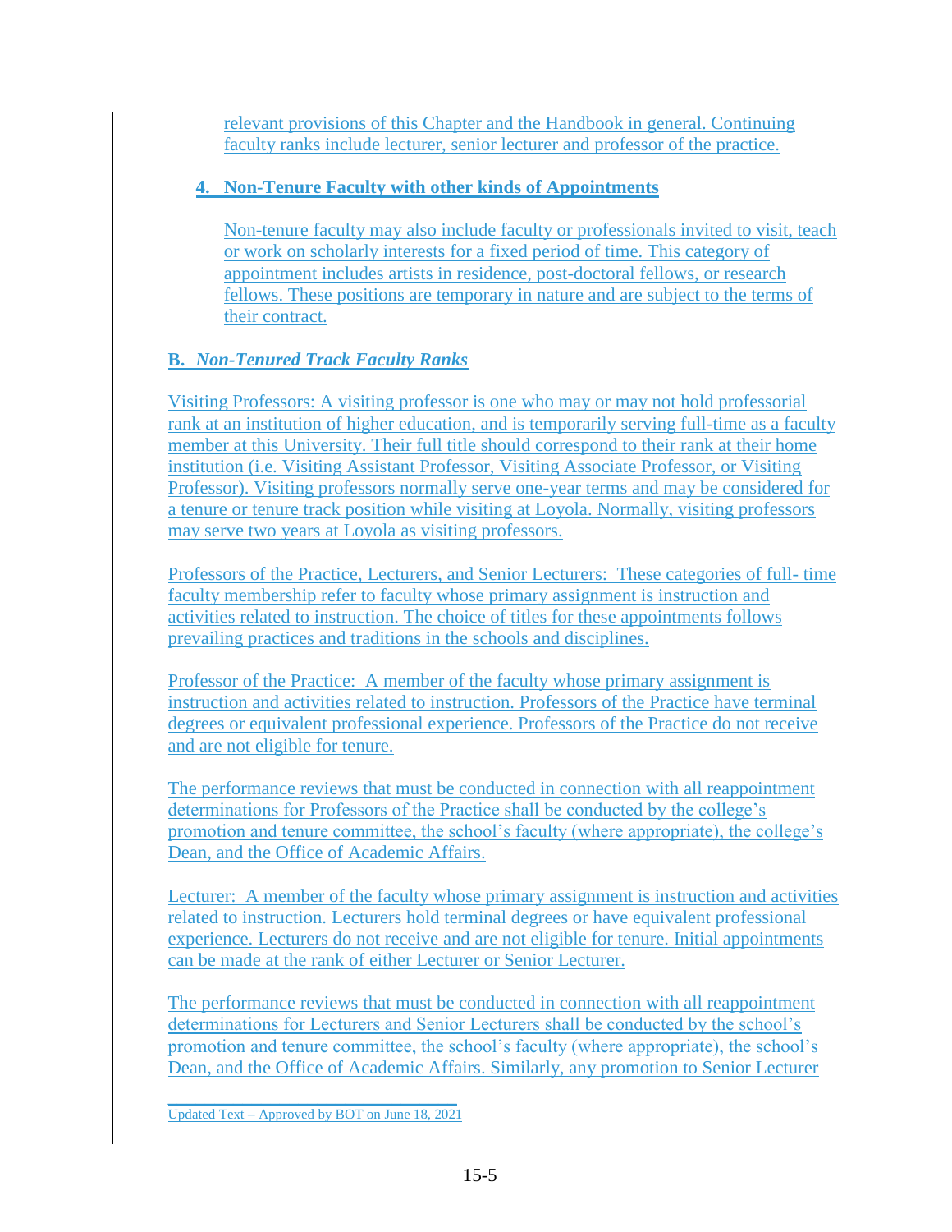relevant provisions of this Chapter and the Handbook in general. Continuing faculty ranks include lecturer, senior lecturer and professor of the practice.

### 4. Non-Tenure Faculty with other kinds of Appointments

Non-tenure faculty may also include faculty or professionals invited to visit, teach or work on scholarly interests for a fixed period of time. This category of appointment includes artists in residence, post-doctoral fellows, or research fellows. These positions are temporary in nature and are subject to the terms of their contract.

## B. *Non-Tenured Track Faculty Ranks*

Visiting Professors: A visiting professor is one who may or may not hold professorial rank at an institution of higher education, and is temporarily serving full-time as a faculty member at this University. Their full title should correspond to their rank at their home institution (i.e. Visiting Assistant Professor, Visiting Associate Professor, or Visiting Professor). Visiting professors normally serve one-year terms and may be considered for a tenure or tenure track position while visiting at Loyola. Normally, visiting professors may serve two years at Loyola as visiting professors.

Professors of the Practice, Lecturers, and Senior Lecturers: These categories of full- time faculty membership refer to faculty whose primary assignment is instruction and activities related to instruction. The choice of titles for these appointments follows prevailing practices and traditions in the schools and disciplines.

Professor of the Practice: A member of the faculty whose primary assignment is instruction and activities related to instruction. Professors of the Practice have terminal degrees or equivalent professional experience. Professors of the Practice do not receive and are not eligible for tenure.

The performance reviews that must be conducted in connection with all reappointment determinations for Professors of the Practice shall be conducted by the college's promotion and tenure committee, the school's faculty (where appropriate), the college's Dean, and the Office of Academic Affairs.

Lecturer: A member of the faculty whose primary assignment is instruction and activities related to instruction. Lecturers hold terminal degrees or have equivalent professional experience. Lecturers do not receive and are not eligible for tenure. Initial appointments can be made at the rank of either Lecturer or Senior Lecturer.

The performance reviews that must be conducted in connection with all reappointment determinations for Lecturers and Senior Lecturers shall be conducted by the school's promotion and tenure committee, the school's faculty (where appropriate), the school's Dean, and the Office of Academic Affairs. Similarly, any promotion to Senior Lecturer

Updated Text – Approved by BOT on June 18, 2021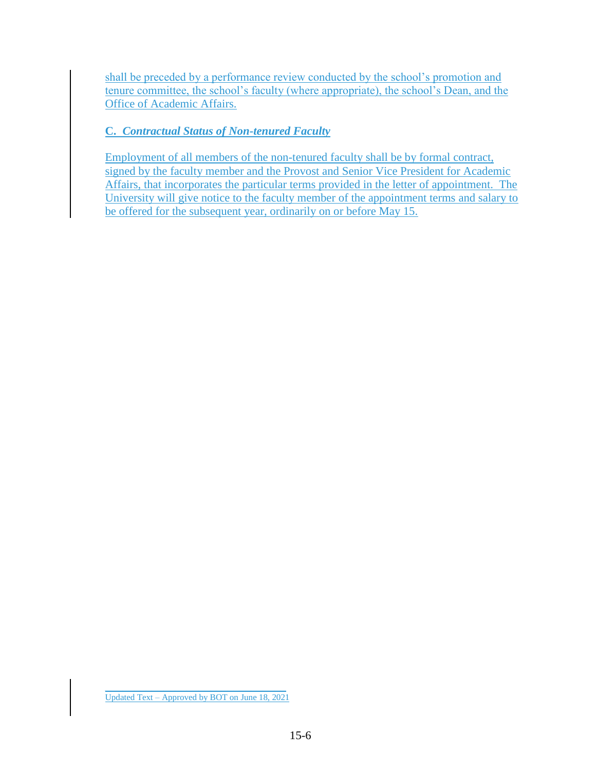shall be preceded by a performance review conducted by the school's promotion and tenure committee, the school's faculty (where appropriate), the school's Dean, and the Office of Academic Affairs.

### C. *Contractual Status of Non-tenured Faculty*

Employment of all members of the non-tenured faculty shall be by formal contract, signed by the faculty member and the Provost and Senior Vice President for Academic Affairs, that incorporates the particular terms provided in the letter of appointment. The University will give notice to the faculty member of the appointment terms and salary to be offered for the subsequent year, ordinarily on or before May 15.

Updated Text – Approved by BOT on June 18, 2021